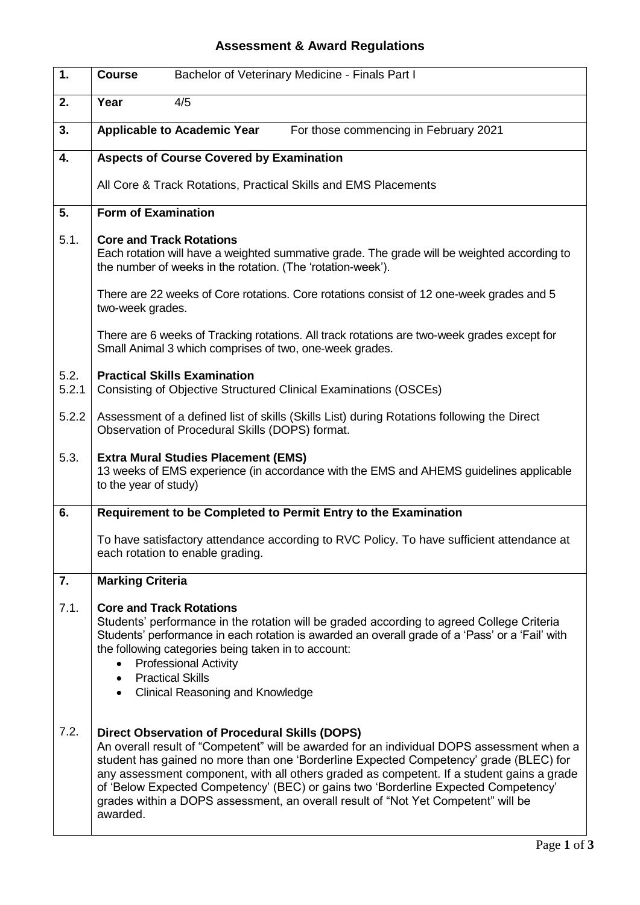# Assessment & Award Regulations

| | |
|---|---|
| **1.** | **Course** Bachelor of Veterinary Medicine - Finals Part I |
| **2.** | **Year** 4/5 |
| **3.** | **Applicable to Academic Year** For those commencing in February 2021 |
| **4.** | **Aspects of Course Covered by Examination**<br><br>All Core & Track Rotations, Practical Skills and EMS Placements |
| **5.** | **Form of Examination** |
| 5.1. | **Core and Track Rotations**<br>Each rotation will have a weighted summative grade. The grade will be weighted according to the number of weeks in the rotation. (The 'rotation-week').<br><br>There are 22 weeks of Core rotations. Core rotations consist of 12 one-week grades and 5 two-week grades.<br><br>There are 6 weeks of Tracking rotations. All track rotations are two-week grades except for Small Animal 3 which comprises of two, one-week grades. |
| 5.2.<br>5.2.1 | **Practical Skills Examination**<br>Consisting of Objective Structured Clinical Examinations (OSCEs) |
| 5.2.2 | Assessment of a defined list of skills (Skills List) during Rotations following the Direct Observation of Procedural Skills (DOPS) format. |
| 5.3. | **Extra Mural Studies Placement (EMS)**<br>13 weeks of EMS experience (in accordance with the EMS and AHEMS guidelines applicable to the year of study) |
| **6.** | **Requirement to be Completed to Permit Entry to the Examination**<br><br>To have satisfactory attendance according to RVC Policy. To have sufficient attendance at each rotation to enable grading. |
| **7.** | **Marking Criteria** |
| 7.1. | **Core and Track Rotations**<br>Students' performance in the rotation will be graded according to agreed College Criteria Students' performance in each rotation is awarded an overall grade of a 'Pass' or a 'Fail' with the following categories being taken in to account:<br>• Professional Activity<br>• Practical Skills<br>• Clinical Reasoning and Knowledge |
| 7.2. | **Direct Observation of Procedural Skills (DOPS)**<br>An overall result of "Competent" will be awarded for an individual DOPS assessment when a student has gained no more than one 'Borderline Expected Competency' grade (BLEC) for any assessment component, with all others graded as competent. If a student gains a grade of 'Below Expected Competency' (BEC) or gains two 'Borderline Expected Competency' grades within a DOPS assessment, an overall result of "Not Yet Competent" will be awarded. |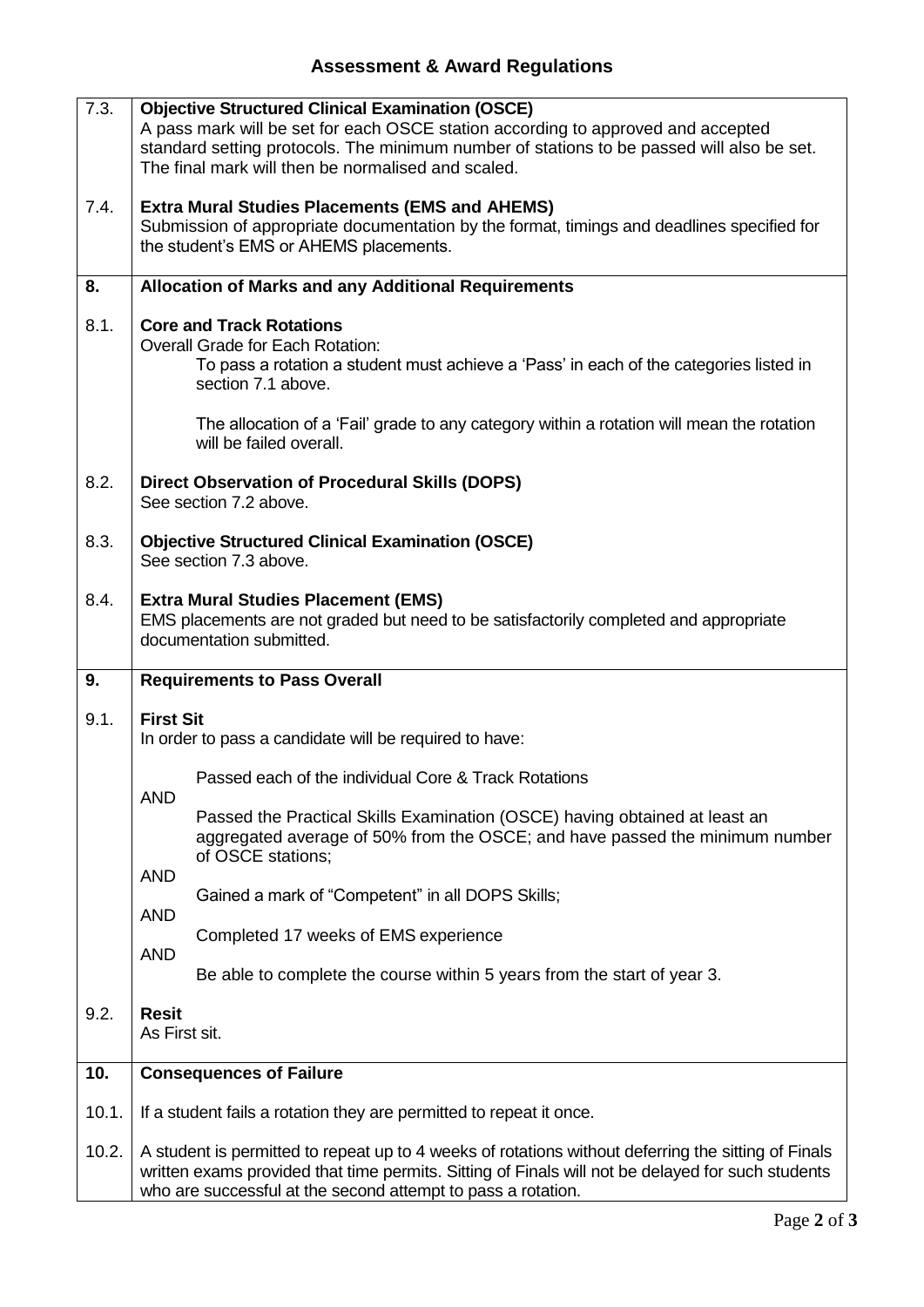## Assessment & Award Regulations

| | |
|---|---|
| 7.3. | **Objective Structured Clinical Examination (OSCE)**<br>A pass mark will be set for each OSCE station according to approved and accepted standard setting protocols. The minimum number of stations to be passed will also be set. The final mark will then be normalised and scaled. |
| 7.4. | **Extra Mural Studies Placements (EMS and AHEMS)**<br>Submission of appropriate documentation by the format, timings and deadlines specified for the student's EMS or AHEMS placements. |
| **8.** | **Allocation of Marks and any Additional Requirements** |
| 8.1. | **Core and Track Rotations**<br>Overall Grade for Each Rotation:<br>To pass a rotation a student must achieve a 'Pass' in each of the categories listed in section 7.1 above.<br><br>The allocation of a 'Fail' grade to any category within a rotation will mean the rotation will be failed overall. |
| 8.2. | **Direct Observation of Procedural Skills (DOPS)**<br>See section 7.2 above. |
| 8.3. | **Objective Structured Clinical Examination (OSCE)**<br>See section 7.3 above. |
| 8.4. | **Extra Mural Studies Placement (EMS)**<br>EMS placements are not graded but need to be satisfactorily completed and appropriate documentation submitted. |
| **9.** | **Requirements to Pass Overall** |
| 9.1. | **First Sit**<br>In order to pass a candidate will be required to have:<br><br>Passed each of the individual Core & Track Rotations<br>AND<br>Passed the Practical Skills Examination (OSCE) having obtained at least an aggregated average of 50% from the OSCE; and have passed the minimum number of OSCE stations;<br>AND<br>Gained a mark of "Competent" in all DOPS Skills;<br>AND<br>Completed 17 weeks of EMS experience<br>AND<br>Be able to complete the course within 5 years from the start of year 3. |
| 9.2. | **Resit**<br>As First sit. |
| **10.** | **Consequences of Failure** |
| 10.1. | If a student fails a rotation they are permitted to repeat it once. |
| 10.2. | A student is permitted to repeat up to 4 weeks of rotations without deferring the sitting of Finals written exams provided that time permits. Sitting of Finals will not be delayed for such students who are successful at the second attempt to pass a rotation. |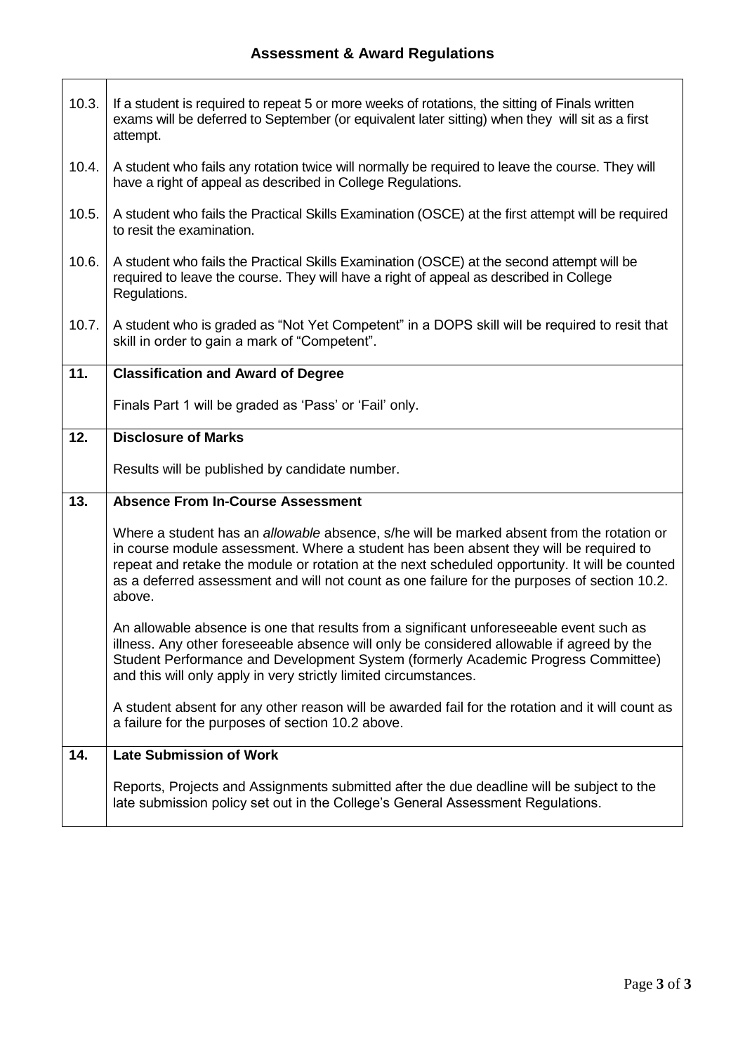# Assessment & Award Regulations

| | |
|---|---|
| 10.3. | If a student is required to repeat 5 or more weeks of rotations, the sitting of Finals written exams will be deferred to September (or equivalent later sitting) when they will sit as a first attempt. |
| 10.4. | A student who fails any rotation twice will normally be required to leave the course. They will have a right of appeal as described in College Regulations. |
| 10.5. | A student who fails the Practical Skills Examination (OSCE) at the first attempt will be required to resit the examination. |
| 10.6. | A student who fails the Practical Skills Examination (OSCE) at the second attempt will be required to leave the course. They will have a right of appeal as described in College Regulations. |
| 10.7. | A student who is graded as "Not Yet Competent" in a DOPS skill will be required to resit that skill in order to gain a mark of "Competent". |
| **11.** | **Classification and Award of Degree**<br><br>Finals Part 1 will be graded as 'Pass' or 'Fail' only. |
| **12.** | **Disclosure of Marks**<br><br>Results will be published by candidate number. |
| **13.** | **Absence From In-Course Assessment**<br><br>Where a student has an *allowable* absence, s/he will be marked absent from the rotation or in course module assessment. Where a student has been absent they will be required to repeat and retake the module or rotation at the next scheduled opportunity. It will be counted as a deferred assessment and will not count as one failure for the purposes of section 10.2. above.<br><br>An allowable absence is one that results from a significant unforeseeable event such as illness. Any other foreseeable absence will only be considered allowable if agreed by the Student Performance and Development System (formerly Academic Progress Committee) and this will only apply in very strictly limited circumstances.<br><br>A student absent for any other reason will be awarded fail for the rotation and it will count as a failure for the purposes of section 10.2 above. |
| **14.** | **Late Submission of Work**<br><br>Reports, Projects and Assignments submitted after the due deadline will be subject to the late submission policy set out in the College's General Assessment Regulations. |